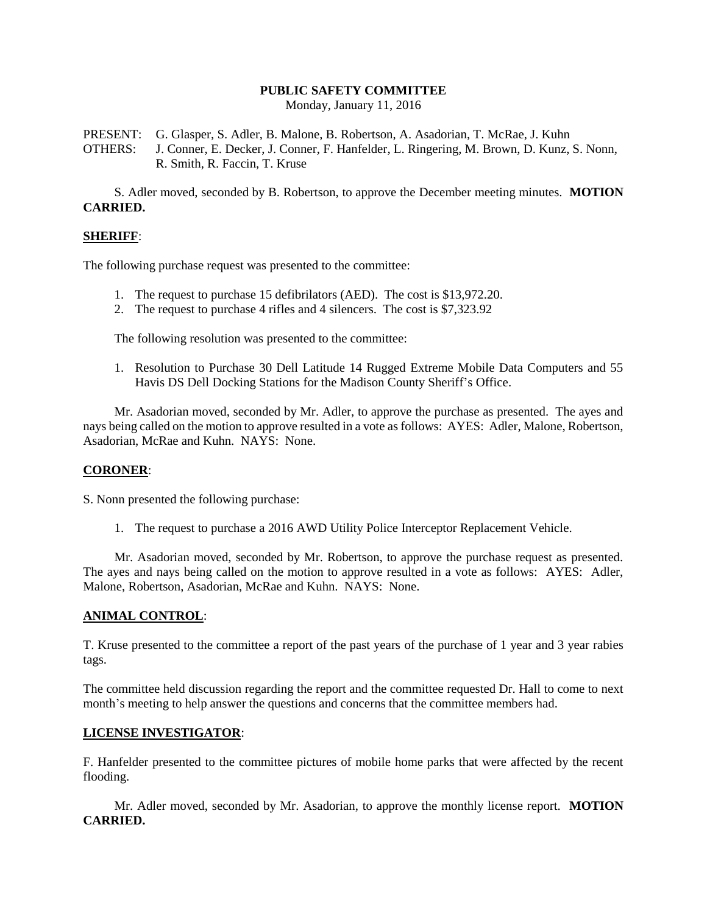# PUBLIC SAFETY COMMITTEE

Monday, January 11, 2016

PRESENT: G. Glasper, S. Adler, B. Malone, B. Robertson, A. Asadorian, T. McRae, J. Kuhn
OTHERS: J. Conner, E. Decker, J. Conner, F. Hanfelder, L. Ringering, M. Brown, D. Kunz, S. Nonn, R. Smith, R. Faccin, T. Kruse

S. Adler moved, seconded by B. Robertson, to approve the December meeting minutes. **MOTION CARRIED.**

## SHERIFF:

The following purchase request was presented to the committee:

1. The request to purchase 15 defibrilators (AED). The cost is $13,972.20.
2. The request to purchase 4 rifles and 4 silencers. The cost is $7,323.92

The following resolution was presented to the committee:

1. Resolution to Purchase 30 Dell Latitude 14 Rugged Extreme Mobile Data Computers and 55 Havis DS Dell Docking Stations for the Madison County Sheriff's Office.

Mr. Asadorian moved, seconded by Mr. Adler, to approve the purchase as presented. The ayes and nays being called on the motion to approve resulted in a vote as follows: AYES: Adler, Malone, Robertson, Asadorian, McRae and Kuhn. NAYS: None.

## CORONER:

S. Nonn presented the following purchase:

1. The request to purchase a 2016 AWD Utility Police Interceptor Replacement Vehicle.

Mr. Asadorian moved, seconded by Mr. Robertson, to approve the purchase request as presented. The ayes and nays being called on the motion to approve resulted in a vote as follows: AYES: Adler, Malone, Robertson, Asadorian, McRae and Kuhn. NAYS: None.

## ANIMAL CONTROL:

T. Kruse presented to the committee a report of the past years of the purchase of 1 year and 3 year rabies tags.

The committee held discussion regarding the report and the committee requested Dr. Hall to come to next month's meeting to help answer the questions and concerns that the committee members had.

## LICENSE INVESTIGATOR:

F. Hanfelder presented to the committee pictures of mobile home parks that were affected by the recent flooding.

Mr. Adler moved, seconded by Mr. Asadorian, to approve the monthly license report. **MOTION CARRIED.**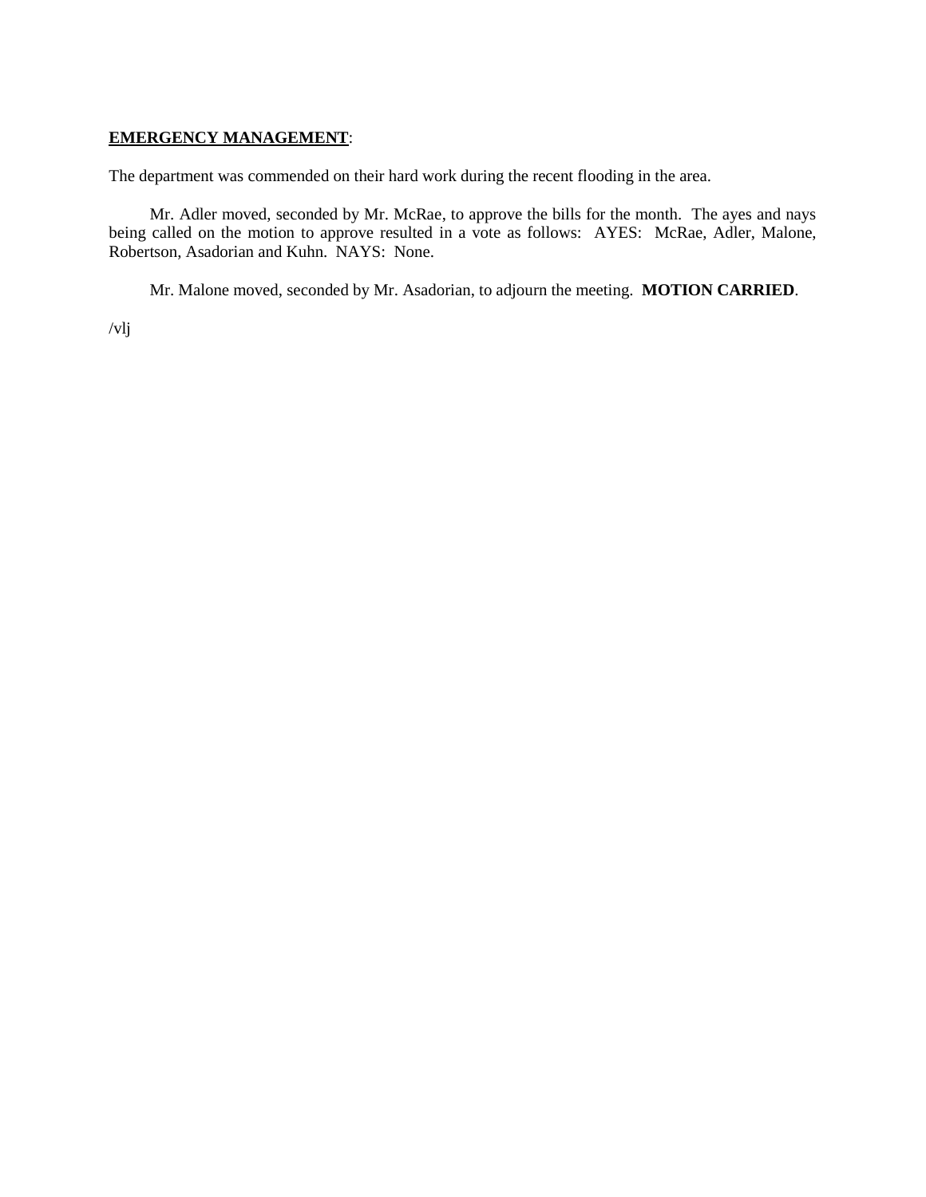**<u>EMERGENCY MANAGEMENT</u>**:

The department was commended on their hard work during the recent flooding in the area.

Mr. Adler moved, seconded by Mr. McRae, to approve the bills for the month. The ayes and nays being called on the motion to approve resulted in a vote as follows: AYES: McRae, Adler, Malone, Robertson, Asadorian and Kuhn. NAYS: None.

Mr. Malone moved, seconded by Mr. Asadorian, to adjourn the meeting. **MOTION CARRIED**.

/vlj